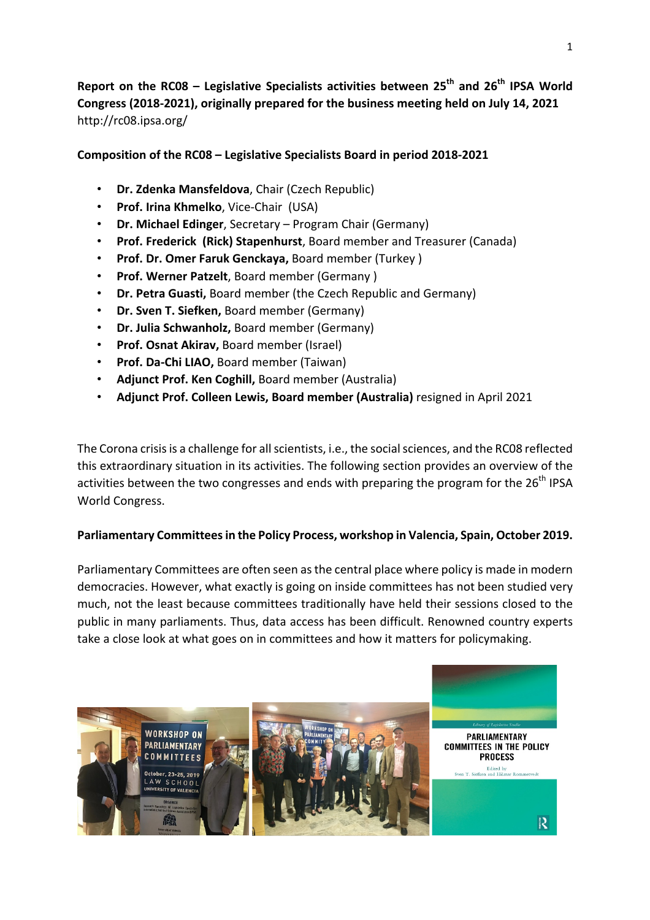**Report on the RC08 – Legislative Specialists activities between 25th and 26th IPSA World Congress (2018-2021), originally prepared for the business meeting held on July 14, 2021**
http://rc08.ipsa.org/

**Composition of the RC08 – Legislative Specialists Board in period 2018-2021**

- **Dr. Zdenka Mansfeldova**, Chair (Czech Republic)
- **Prof. Irina Khmelko**, Vice-Chair (USA)
- **Dr. Michael Edinger**, Secretary – Program Chair (Germany)
- **Prof. Frederick (Rick) Stapenhurst**, Board member and Treasurer (Canada)
- **Prof. Dr. Omer Faruk Genckaya,** Board member (Turkey )
- **Prof. Werner Patzelt**, Board member (Germany )
- **Dr. Petra Guasti,** Board member (the Czech Republic and Germany)
- **Dr. Sven T. Siefken,** Board member (Germany)
- **Dr. Julia Schwanholz,** Board member (Germany)
- **Prof. Osnat Akirav,** Board member (Israel)
- **Prof. Da-Chi LIAO,** Board member (Taiwan)
- **Adjunct Prof. Ken Coghill,** Board member (Australia)
- **Adjunct Prof. Colleen Lewis, Board member (Australia)** resigned in April 2021

The Corona crisis is a challenge for all scientists, i.e., the social sciences, and the RC08 reflected this extraordinary situation in its activities. The following section provides an overview of the activities between the two congresses and ends with preparing the program for the 26th IPSA World Congress.

**Parliamentary Committees in the Policy Process, workshop in Valencia, Spain, October 2019.**

Parliamentary Committees are often seen as the central place where policy is made in modern democracies. However, what exactly is going on inside committees has not been studied very much, not the least because committees traditionally have held their sessions closed to the public in many parliaments. Thus, data access has been difficult. Renowned country experts take a close look at what goes on in committees and how it matters for policymaking.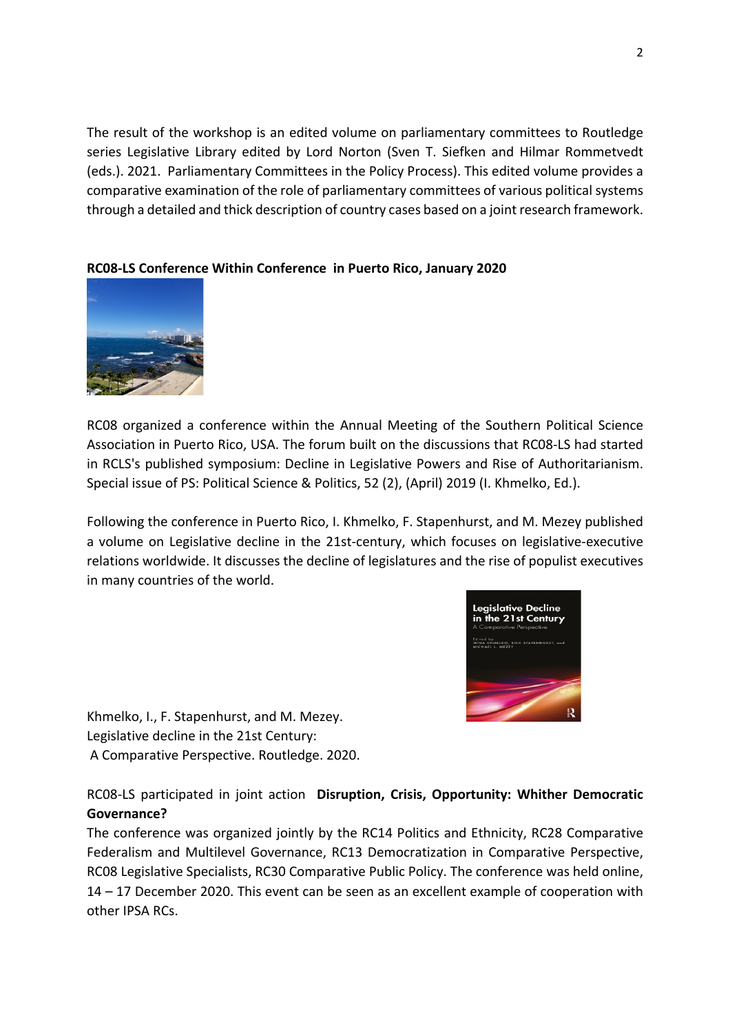The result of the workshop is an edited volume on parliamentary committees to Routledge series Legislative Library edited by Lord Norton (Sven T. Siefken and Hilmar Rommetvedt (eds.). 2021. Parliamentary Committees in the Policy Process). This edited volume provides a comparative examination of the role of parliamentary committees of various political systems through a detailed and thick description of country cases based on a joint research framework.

**RC08-LS Conference Within Conference in Puerto Rico, January 2020**

RC08 organized a conference within the Annual Meeting of the Southern Political Science Association in Puerto Rico, USA. The forum built on the discussions that RC08-LS had started in RCLS's published symposium: Decline in Legislative Powers and Rise of Authoritarianism. Special issue of PS: Political Science & Politics, 52 (2), (April) 2019 (I. Khmelko, Ed.).

Following the conference in Puerto Rico, I. Khmelko, F. Stapenhurst, and M. Mezey published a volume on Legislative decline in the 21st-century, which focuses on legislative-executive relations worldwide. It discusses the decline of legislatures and the rise of populist executives in many countries of the world.

Khmelko, I., F. Stapenhurst, and M. Mezey.
Legislative decline in the 21st Century:
A Comparative Perspective. Routledge. 2020.

RC08-LS participated in joint action **Disruption, Crisis, Opportunity: Whither Democratic Governance?**
The conference was organized jointly by the RC14 Politics and Ethnicity, RC28 Comparative Federalism and Multilevel Governance, RC13 Democratization in Comparative Perspective, RC08 Legislative Specialists, RC30 Comparative Public Policy. The conference was held online, 14 – 17 December 2020. This event can be seen as an excellent example of cooperation with other IPSA RCs.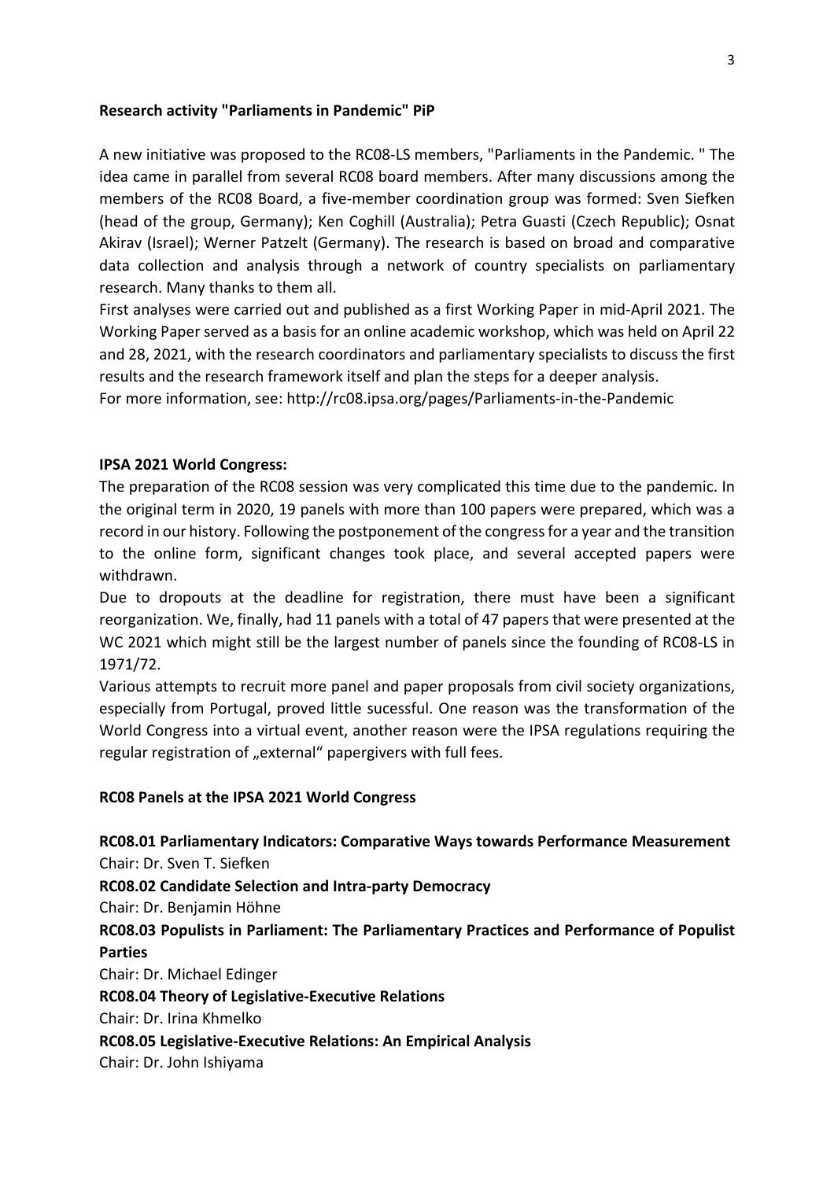**Research activity "Parliaments in Pandemic" PiP**

A new initiative was proposed to the RC08-LS members, "Parliaments in the Pandemic. " The idea came in parallel from several RC08 board members. After many discussions among the members of the RC08 Board, a five-member coordination group was formed: Sven Siefken (head of the group, Germany); Ken Coghill (Australia); Petra Guasti (Czech Republic); Osnat Akirav (Israel); Werner Patzelt (Germany). The research is based on broad and comparative data collection and analysis through a network of country specialists on parliamentary research. Many thanks to them all.
First analyses were carried out and published as a first Working Paper in mid-April 2021. The Working Paper served as a basis for an online academic workshop, which was held on April 22 and 28, 2021, with the research coordinators and parliamentary specialists to discuss the first results and the research framework itself and plan the steps for a deeper analysis.
For more information, see: http://rc08.ipsa.org/pages/Parliaments-in-the-Pandemic

**IPSA 2021 World Congress:**

The preparation of the RC08 session was very complicated this time due to the pandemic. In the original term in 2020, 19 panels with more than 100 papers were prepared, which was a record in our history. Following the postponement of the congress for a year and the transition to the online form, significant changes took place, and several accepted papers were withdrawn.
Due to dropouts at the deadline for registration, there must have been a significant reorganization. We, finally, had 11 panels with a total of 47 papers that were presented at the WC 2021 which might still be the largest number of panels since the founding of RC08-LS in 1971/72.
Various attempts to recruit more panel and paper proposals from civil society organizations, especially from Portugal, proved little sucessful. One reason was the transformation of the World Congress into a virtual event, another reason were the IPSA regulations requiring the regular registration of „external" papergivers with full fees.

**RC08 Panels at the IPSA 2021 World Congress**

**RC08.01 Parliamentary Indicators: Comparative Ways towards Performance Measurement**
Chair: Dr. Sven T. Siefken
**RC08.02 Candidate Selection and Intra-party Democracy**
Chair: Dr. Benjamin Höhne
**RC08.03 Populists in Parliament: The Parliamentary Practices and Performance of Populist Parties**
Chair: Dr. Michael Edinger
**RC08.04 Theory of Legislative-Executive Relations**
Chair: Dr. Irina Khmelko
**RC08.05 Legislative-Executive Relations: An Empirical Analysis**
Chair: Dr. John Ishiyama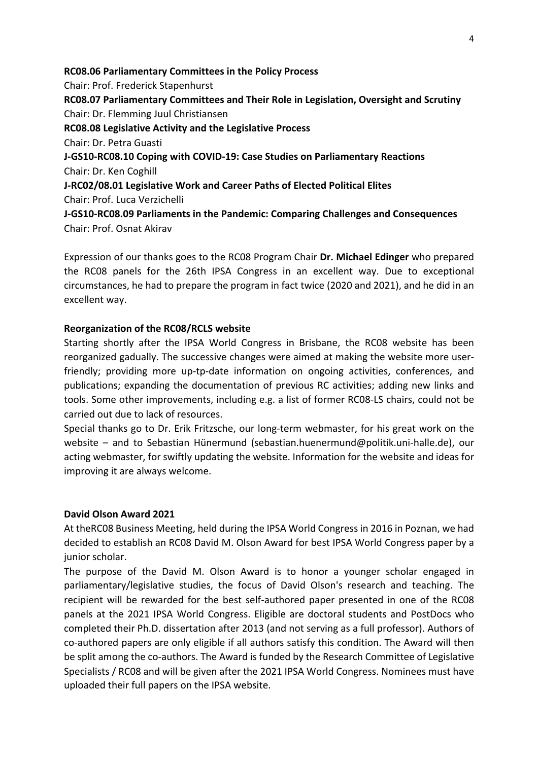**RC08.06 Parliamentary Committees in the Policy Process**
Chair: Prof. Frederick Stapenhurst
**RC08.07 Parliamentary Committees and Their Role in Legislation, Oversight and Scrutiny**
Chair: Dr. Flemming Juul Christiansen
**RC08.08 Legislative Activity and the Legislative Process**
Chair: Dr. Petra Guasti
**J-GS10-RC08.10 Coping with COVID-19: Case Studies on Parliamentary Reactions**
Chair: Dr. Ken Coghill
**J-RC02/08.01 Legislative Work and Career Paths of Elected Political Elites**
Chair: Prof. Luca Verzichelli
**J-GS10-RC08.09 Parliaments in the Pandemic: Comparing Challenges and Consequences**
Chair: Prof. Osnat Akirav

Expression of our thanks goes to the RC08 Program Chair **Dr. Michael Edinger** who prepared the RC08 panels for the 26th IPSA Congress in an excellent way. Due to exceptional circumstances, he had to prepare the program in fact twice (2020 and 2021), and he did in an excellent way.

**Reorganization of the RC08/RCLS website**

Starting shortly after the IPSA World Congress in Brisbane, the RC08 website has been reorganized gadually. The successive changes were aimed at making the website more user-friendly; providing more up-tp-date information on ongoing activities, conferences, and publications; expanding the documentation of previous RC activities; adding new links and tools. Some other improvements, including e.g. a list of former RC08-LS chairs, could not be carried out due to lack of resources.

Special thanks go to Dr. Erik Fritzsche, our long-term webmaster, for his great work on the website – and to Sebastian Hünermund (sebastian.huenermund@politik.uni-halle.de), our acting webmaster, for swiftly updating the website. Information for the website and ideas for improving it are always welcome.

**David Olson Award 2021**

At theRC08 Business Meeting, held during the IPSA World Congress in 2016 in Poznan, we had decided to establish an RC08 David M. Olson Award for best IPSA World Congress paper by a junior scholar.

The purpose of the David M. Olson Award is to honor a younger scholar engaged in parliamentary/legislative studies, the focus of David Olson's research and teaching. The recipient will be rewarded for the best self-authored paper presented in one of the RC08 panels at the 2021 IPSA World Congress. Eligible are doctoral students and PostDocs who completed their Ph.D. dissertation after 2013 (and not serving as a full professor). Authors of co-authored papers are only eligible if all authors satisfy this condition. The Award will then be split among the co-authors. The Award is funded by the Research Committee of Legislative Specialists / RC08 and will be given after the 2021 IPSA World Congress. Nominees must have uploaded their full papers on the IPSA website.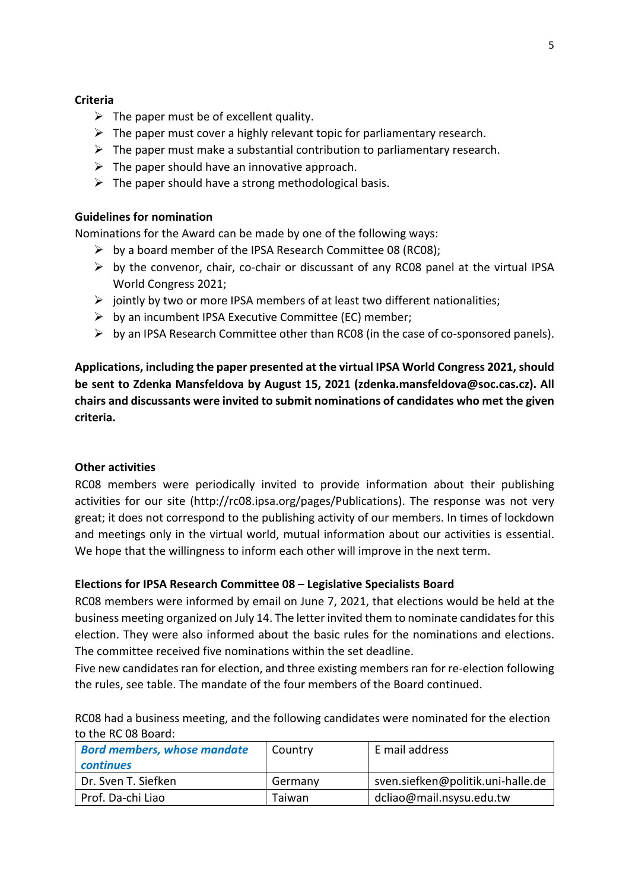**Criteria**

- The paper must be of excellent quality.
- The paper must cover a highly relevant topic for parliamentary research.
- The paper must make a substantial contribution to parliamentary research.
- The paper should have an innovative approach.
- The paper should have a strong methodological basis.

**Guidelines for nomination**

Nominations for the Award can be made by one of the following ways:

- by a board member of the IPSA Research Committee 08 (RC08);
- by the convenor, chair, co-chair or discussant of any RC08 panel at the virtual IPSA World Congress 2021;
- jointly by two or more IPSA members of at least two different nationalities;
- by an incumbent IPSA Executive Committee (EC) member;
- by an IPSA Research Committee other than RC08 (in the case of co-sponsored panels).

**Applications, including the paper presented at the virtual IPSA World Congress 2021, should be sent to Zdenka Mansfeldova by August 15, 2021 (zdenka.mansfeldova@soc.cas.cz). All chairs and discussants were invited to submit nominations of candidates who met the given criteria.**

**Other activities**

RC08 members were periodically invited to provide information about their publishing activities for our site (http://rc08.ipsa.org/pages/Publications). The response was not very great; it does not correspond to the publishing activity of our members. In times of lockdown and meetings only in the virtual world, mutual information about our activities is essential. We hope that the willingness to inform each other will improve in the next term.

**Elections for IPSA Research Committee 08 – Legislative Specialists Board**

RC08 members were informed by email on June 7, 2021, that elections would be held at the business meeting organized on July 14. The letter invited them to nominate candidates for this election. They were also informed about the basic rules for the nominations and elections. The committee received five nominations within the set deadline.

Five new candidates ran for election, and three existing members ran for re-election following the rules, see table. The mandate of the four members of the Board continued.

RC08 had a business meeting, and the following candidates were nominated for the election to the RC 08 Board:

| ***Bord members, whose mandate continues*** | Country | E mail address |
|---|---|---|
| Dr. Sven T. Siefken | Germany | sven.siefken@politik.uni-halle.de |
| Prof. Da-chi Liao | Taiwan | dcliao@mail.nsysu.edu.tw |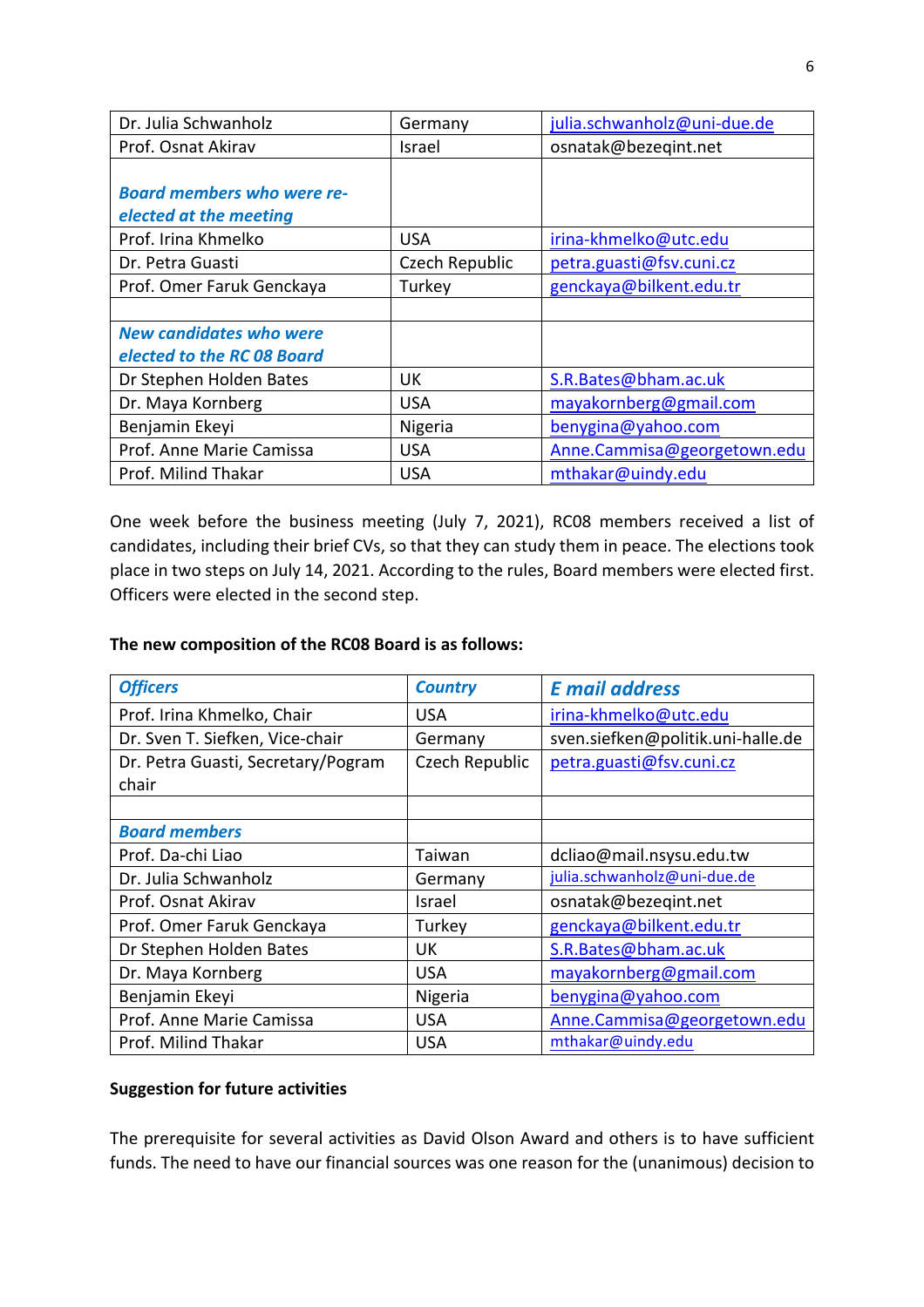| | | |
|---|---|---|
| Dr. Julia Schwanholz | Germany | julia.schwanholz@uni-due.de |
| Prof. Osnat Akirav | Israel | osnatak@bezeqint.net |
| ***Board members who were re-elected at the meeting*** | | |
| Prof. Irina Khmelko | USA | irina-khmelko@utc.edu |
| Dr. Petra Guasti | Czech Republic | petra.guasti@fsv.cuni.cz |
| Prof. Omer Faruk Genckaya | Turkey | genckaya@bilkent.edu.tr |
| | | |
| ***New candidates who were elected to the RC 08 Board*** | | |
| Dr Stephen Holden Bates | UK | S.R.Bates@bham.ac.uk |
| Dr. Maya Kornberg | USA | mayakornberg@gmail.com |
| Benjamin Ekeyi | Nigeria | benygina@yahoo.com |
| Prof. Anne Marie Camissa | USA | Anne.Cammisa@georgetown.edu |
| Prof. Milind Thakar | USA | mthakar@uindy.edu |

One week before the business meeting (July 7, 2021), RC08 members received a list of candidates, including their brief CVs, so that they can study them in peace. The elections took place in two steps on July 14, 2021. According to the rules, Board members were elected first. Officers were elected in the second step.

**The new composition of the RC08 Board is as follows:**

| ***Officers*** | ***Country*** | ***E mail address*** |
|---|---|---|
| Prof. Irina Khmelko, Chair | USA | irina-khmelko@utc.edu |
| Dr. Sven T. Siefken, Vice-chair | Germany | sven.siefken@politik.uni-halle.de |
| Dr. Petra Guasti, Secretary/Pogram chair | Czech Republic | petra.guasti@fsv.cuni.cz |
| | | |
| ***Board members*** | | |
| Prof. Da-chi Liao | Taiwan | dcliao@mail.nsysu.edu.tw |
| Dr. Julia Schwanholz | Germany | julia.schwanholz@uni-due.de |
| Prof. Osnat Akirav | Israel | osnatak@bezeqint.net |
| Prof. Omer Faruk Genckaya | Turkey | genckaya@bilkent.edu.tr |
| Dr Stephen Holden Bates | UK | S.R.Bates@bham.ac.uk |
| Dr. Maya Kornberg | USA | mayakornberg@gmail.com |
| Benjamin Ekeyi | Nigeria | benygina@yahoo.com |
| Prof. Anne Marie Camissa | USA | Anne.Cammisa@georgetown.edu |
| Prof. Milind Thakar | USA | mthakar@uindy.edu |

**Suggestion for future activities**

The prerequisite for several activities as David Olson Award and others is to have sufficient funds. The need to have our financial sources was one reason for the (unanimous) decision to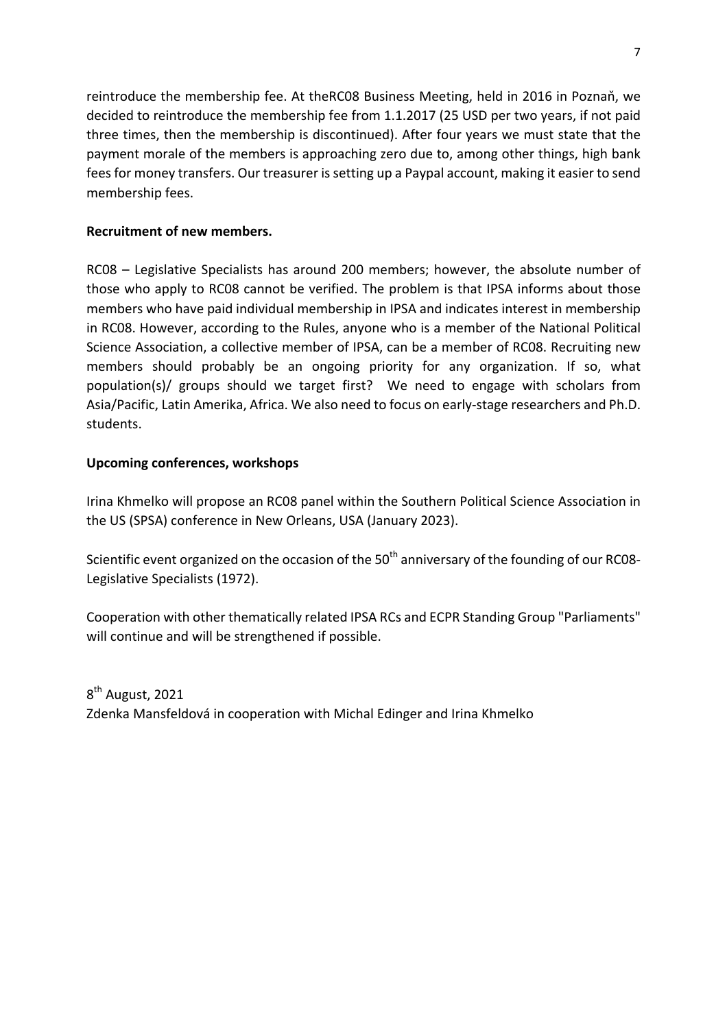reintroduce the membership fee. At theRC08 Business Meeting, held in 2016 in Poznań, we decided to reintroduce the membership fee from 1.1.2017 (25 USD per two years, if not paid three times, then the membership is discontinued). After four years we must state that the payment morale of the members is approaching zero due to, among other things, high bank fees for money transfers. Our treasurer is setting up a Paypal account, making it easier to send membership fees.

**Recruitment of new members.**

RC08 – Legislative Specialists has around 200 members; however, the absolute number of those who apply to RC08 cannot be verified. The problem is that IPSA informs about those members who have paid individual membership in IPSA and indicates interest in membership in RC08. However, according to the Rules, anyone who is a member of the National Political Science Association, a collective member of IPSA, can be a member of RC08. Recruiting new members should probably be an ongoing priority for any organization. If so, what population(s)/ groups should we target first? We need to engage with scholars from Asia/Pacific, Latin Amerika, Africa. We also need to focus on early-stage researchers and Ph.D. students.

**Upcoming conferences, workshops**

Irina Khmelko will propose an RC08 panel within the Southern Political Science Association in the US (SPSA) conference in New Orleans, USA (January 2023).

Scientific event organized on the occasion of the 50th anniversary of the founding of our RC08-Legislative Specialists (1972).

Cooperation with other thematically related IPSA RCs and ECPR Standing Group "Parliaments" will continue and will be strengthened if possible.

8th August, 2021
Zdenka Mansfeldová in cooperation with Michal Edinger and Irina Khmelko